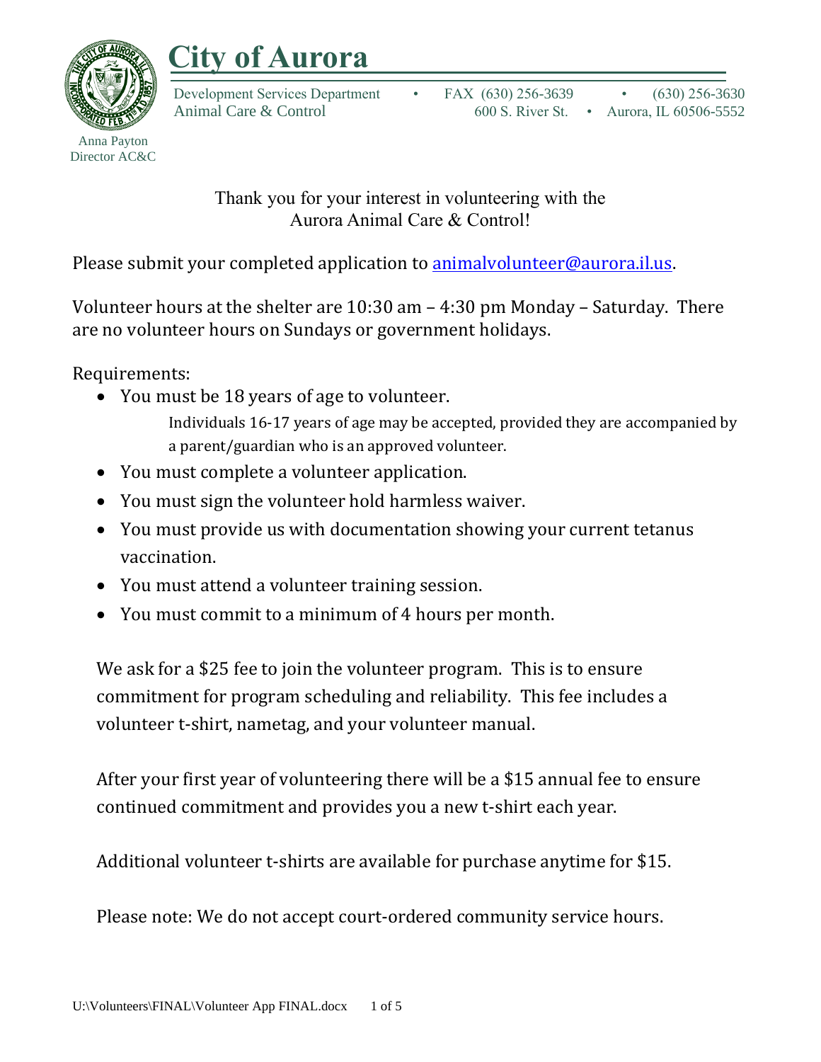# City of Aurora

Development Services Department • FAX (630) 256-3639 • (630) 256-3630
Animal Care & Control 600 S. River St. • Aurora, IL 60506-5552

Anna Payton
Director AC&C

Thank you for your interest in volunteering with the
Aurora Animal Care & Control!

Please submit your completed application to animalvolunteer@aurora.il.us.

Volunteer hours at the shelter are 10:30 am – 4:30 pm Monday – Saturday. There are no volunteer hours on Sundays or government holidays.

Requirements:

- You must be 18 years of age to volunteer.
  Individuals 16-17 years of age may be accepted, provided they are accompanied by a parent/guardian who is an approved volunteer.
- You must complete a volunteer application.
- You must sign the volunteer hold harmless waiver.
- You must provide us with documentation showing your current tetanus vaccination.
- You must attend a volunteer training session.
- You must commit to a minimum of 4 hours per month.

We ask for a $25 fee to join the volunteer program. This is to ensure commitment for program scheduling and reliability. This fee includes a volunteer t-shirt, nametag, and your volunteer manual.

After your first year of volunteering there will be a $15 annual fee to ensure continued commitment and provides you a new t-shirt each year.

Additional volunteer t-shirts are available for purchase anytime for $15.

Please note: We do not accept court-ordered community service hours.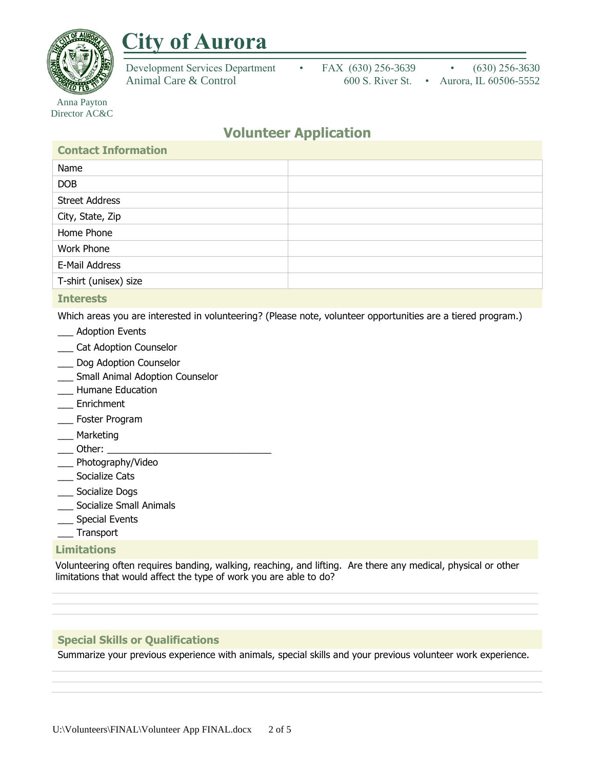# City of Aurora

Development Services Department • FAX (630) 256-3639 • (630) 256-3630
Animal Care & Control 600 S. River St. • Aurora, IL 60506-5552

Anna Payton
Director AC&C

## Volunteer Application

### Contact Information

| | |
|---|---|
| Name | |
| DOB | |
| Street Address | |
| City, State, Zip | |
| Home Phone | |
| Work Phone | |
| E-Mail Address | |
| T-shirt (unisex) size | |

### Interests

Which areas you are interested in volunteering? (Please note, volunteer opportunities are a tiered program.)

___ Adoption Events
___ Cat Adoption Counselor
___ Dog Adoption Counselor
___ Small Animal Adoption Counselor
___ Humane Education
___ Enrichment
___ Foster Program
___ Marketing
___ Other: ______________________________
___ Photography/Video
___ Socialize Cats
___ Socialize Dogs
___ Socialize Small Animals
___ Special Events
___ Transport

### Limitations

Volunteering often requires banding, walking, reaching, and lifting. Are there any medical, physical or other limitations that would affect the type of work you are able to do?

___________________________________________________________________________

___________________________________________________________________________

___________________________________________________________________________

### Special Skills or Qualifications

Summarize your previous experience with animals, special skills and your previous volunteer work experience.

___________________________________________________________________________

___________________________________________________________________________

___________________________________________________________________________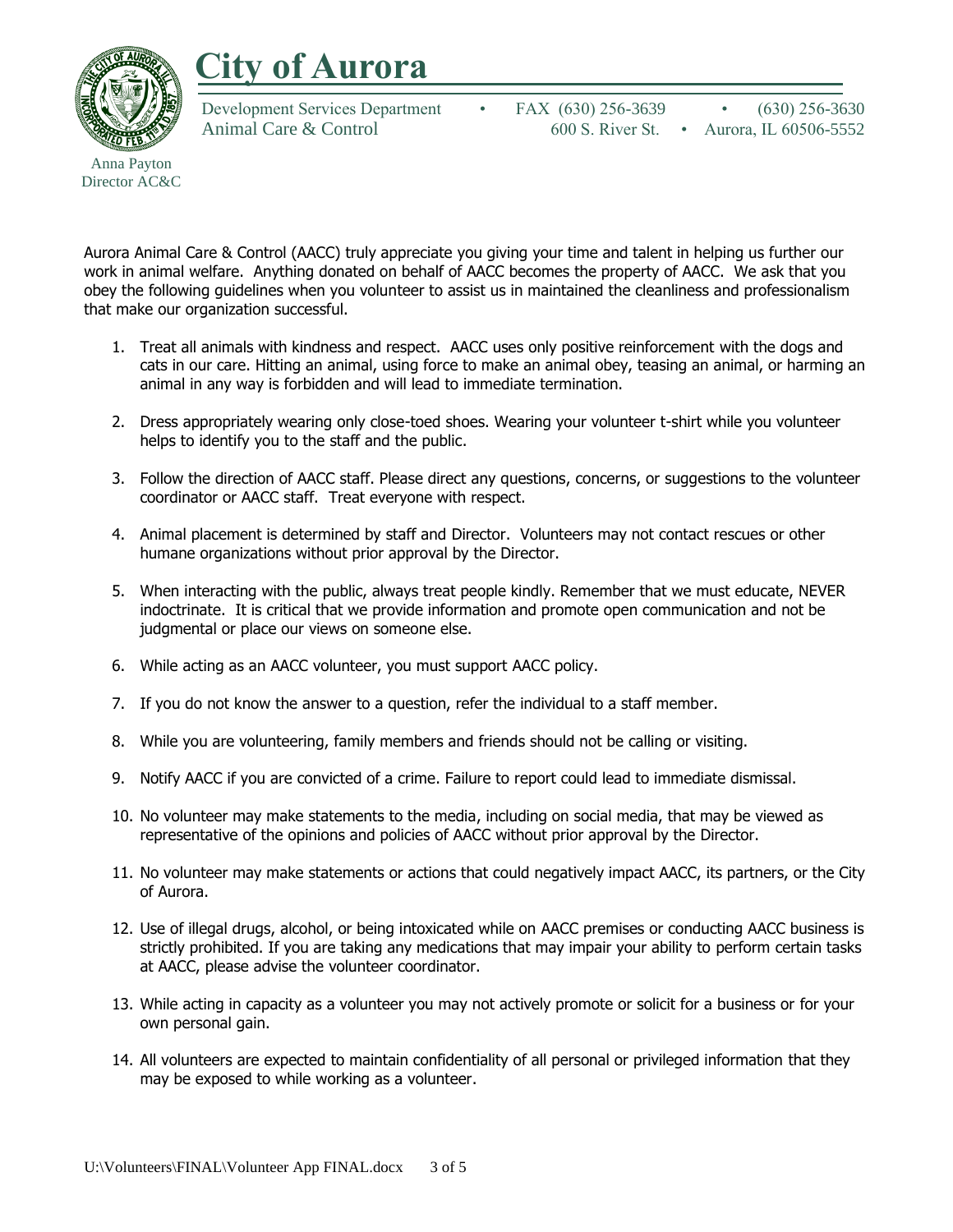# City of Aurora

Development Services Department • FAX (630) 256-3639 • (630) 256-3630
Animal Care & Control 600 S. River St. • Aurora, IL 60506-5552

Anna Payton
Director AC&C

Aurora Animal Care & Control (AACC) truly appreciate you giving your time and talent in helping us further our work in animal welfare. Anything donated on behalf of AACC becomes the property of AACC. We ask that you obey the following guidelines when you volunteer to assist us in maintained the cleanliness and professionalism that make our organization successful.

1. Treat all animals with kindness and respect. AACC uses only positive reinforcement with the dogs and cats in our care. Hitting an animal, using force to make an animal obey, teasing an animal, or harming an animal in any way is forbidden and will lead to immediate termination.

2. Dress appropriately wearing only close-toed shoes. Wearing your volunteer t-shirt while you volunteer helps to identify you to the staff and the public.

3. Follow the direction of AACC staff. Please direct any questions, concerns, or suggestions to the volunteer coordinator or AACC staff. Treat everyone with respect.

4. Animal placement is determined by staff and Director. Volunteers may not contact rescues or other humane organizations without prior approval by the Director.

5. When interacting with the public, always treat people kindly. Remember that we must educate, NEVER indoctrinate. It is critical that we provide information and promote open communication and not be judgmental or place our views on someone else.

6. While acting as an AACC volunteer, you must support AACC policy.

7. If you do not know the answer to a question, refer the individual to a staff member.

8. While you are volunteering, family members and friends should not be calling or visiting.

9. Notify AACC if you are convicted of a crime. Failure to report could lead to immediate dismissal.

10. No volunteer may make statements to the media, including on social media, that may be viewed as representative of the opinions and policies of AACC without prior approval by the Director.

11. No volunteer may make statements or actions that could negatively impact AACC, its partners, or the City of Aurora.

12. Use of illegal drugs, alcohol, or being intoxicated while on AACC premises or conducting AACC business is strictly prohibited. If you are taking any medications that may impair your ability to perform certain tasks at AACC, please advise the volunteer coordinator.

13. While acting in capacity as a volunteer you may not actively promote or solicit for a business or for your own personal gain.

14. All volunteers are expected to maintain confidentiality of all personal or privileged information that they may be exposed to while working as a volunteer.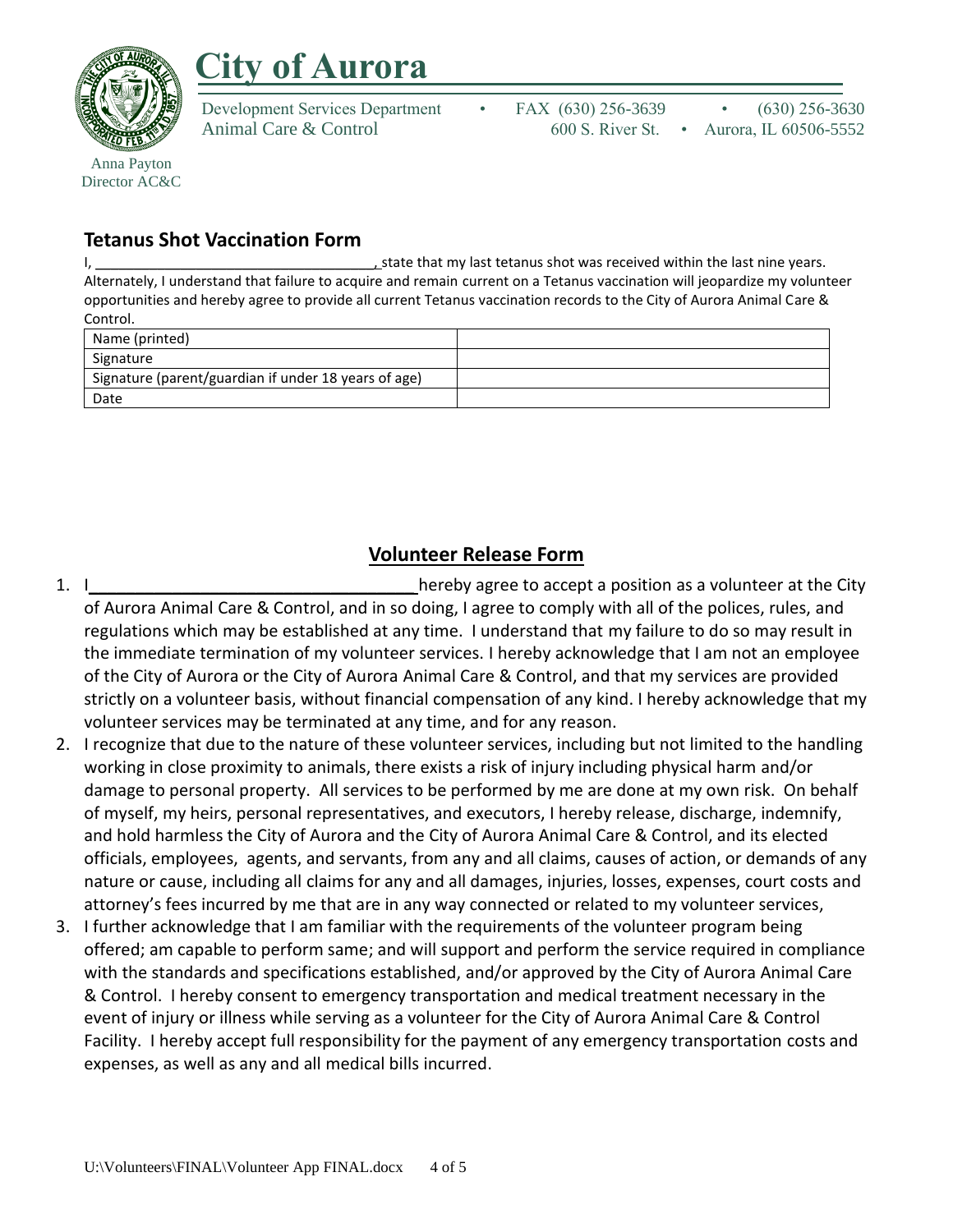# City of Aurora

Development Services Department • FAX (630) 256-3639 • (630) 256-3630
Animal Care & Control 600 S. River St. • Aurora, IL 60506-5552

Anna Payton
Director AC&C

## Tetanus Shot Vaccination Form

I, ___________________________________, state that my last tetanus shot was received within the last nine years. Alternately, I understand that failure to acquire and remain current on a Tetanus vaccination will jeopardize my volunteer opportunities and hereby agree to provide all current Tetanus vaccination records to the City of Aurora Animal Care & Control.

| Name (printed) | |
|---|---|
| Signature | |
| Signature (parent/guardian if under 18 years of age) | |
| Date | |

## Volunteer Release Form

1. I___________________________________hereby agree to accept a position as a volunteer at the City of Aurora Animal Care & Control, and in so doing, I agree to comply with all of the polices, rules, and regulations which may be established at any time. I understand that my failure to do so may result in the immediate termination of my volunteer services. I hereby acknowledge that I am not an employee of the City of Aurora or the City of Aurora Animal Care & Control, and that my services are provided strictly on a volunteer basis, without financial compensation of any kind. I hereby acknowledge that my volunteer services may be terminated at any time, and for any reason.
2. I recognize that due to the nature of these volunteer services, including but not limited to the handling working in close proximity to animals, there exists a risk of injury including physical harm and/or damage to personal property. All services to be performed by me are done at my own risk. On behalf of myself, my heirs, personal representatives, and executors, I hereby release, discharge, indemnify, and hold harmless the City of Aurora and the City of Aurora Animal Care & Control, and its elected officials, employees, agents, and servants, from any and all claims, causes of action, or demands of any nature or cause, including all claims for any and all damages, injuries, losses, expenses, court costs and attorney's fees incurred by me that are in any way connected or related to my volunteer services,
3. I further acknowledge that I am familiar with the requirements of the volunteer program being offered; am capable to perform same; and will support and perform the service required in compliance with the standards and specifications established, and/or approved by the City of Aurora Animal Care & Control. I hereby consent to emergency transportation and medical treatment necessary in the event of injury or illness while serving as a volunteer for the City of Aurora Animal Care & Control Facility. I hereby accept full responsibility for the payment of any emergency transportation costs and expenses, as well as any and all medical bills incurred.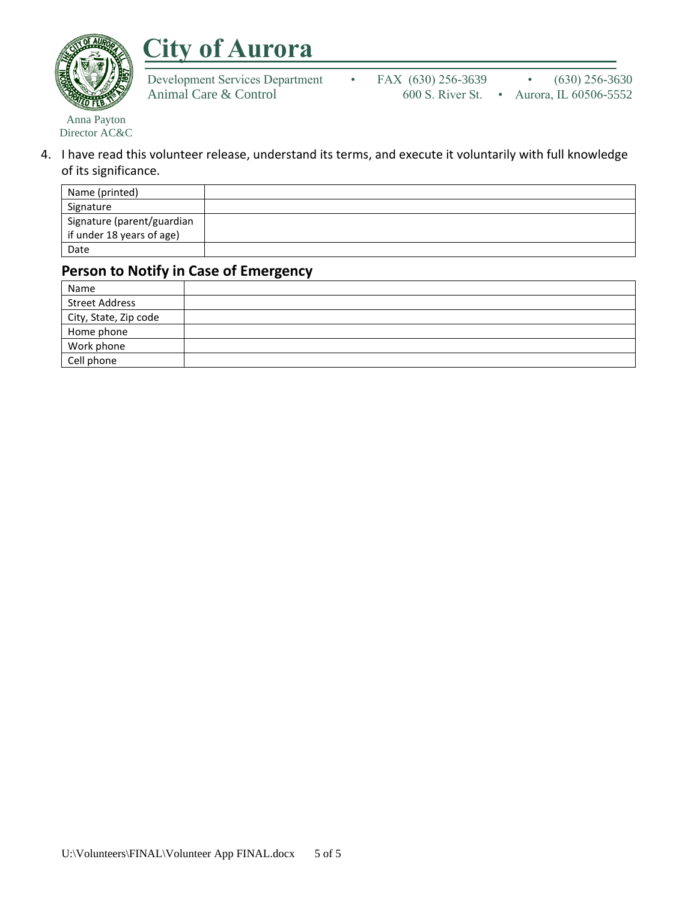# City of Aurora

Development Services Department • FAX (630) 256-3639 • (630) 256-3630
Animal Care & Control 600 S. River St. • Aurora, IL 60506-5552

Anna Payton
Director AC&C

4. I have read this volunteer release, understand its terms, and execute it voluntarily with full knowledge of its significance.

| | |
|---|---|
| Name (printed) | |
| Signature | |
| Signature (parent/guardian if under 18 years of age) | |
| Date | |

## Person to Notify in Case of Emergency

| | |
|---|---|
| Name | |
| Street Address | |
| City, State, Zip code | |
| Home phone | |
| Work phone | |
| Cell phone | |

U:\Volunteers\FINAL\Volunteer App FINAL.docx